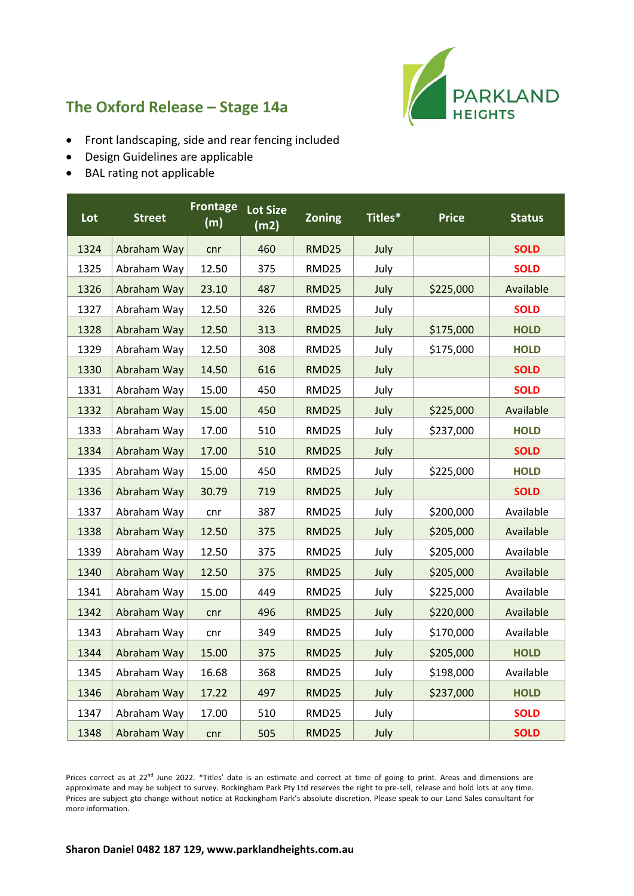## The Oxford Release – Stage 14a

PARKLAND HEIGHTS

- Front landscaping, side and rear fencing included
- Design Guidelines are applicable
- BAL rating not applicable

| Lot | Street | Frontage (m) | Lot Size (m2) | Zoning | Titles* | Price | Status |
|---|---|---|---|---|---|---|---|
| 1324 | Abraham Way | cnr | 460 | RMD25 | July | | **SOLD** |
| 1325 | Abraham Way | 12.50 | 375 | RMD25 | July | | **SOLD** |
| 1326 | Abraham Way | 23.10 | 487 | RMD25 | July | $225,000 | Available |
| 1327 | Abraham Way | 12.50 | 326 | RMD25 | July | | **SOLD** |
| 1328 | Abraham Way | 12.50 | 313 | RMD25 | July | $175,000 | **HOLD** |
| 1329 | Abraham Way | 12.50 | 308 | RMD25 | July | $175,000 | **HOLD** |
| 1330 | Abraham Way | 14.50 | 616 | RMD25 | July | | **SOLD** |
| 1331 | Abraham Way | 15.00 | 450 | RMD25 | July | | **SOLD** |
| 1332 | Abraham Way | 15.00 | 450 | RMD25 | July | $225,000 | Available |
| 1333 | Abraham Way | 17.00 | 510 | RMD25 | July | $237,000 | **HOLD** |
| 1334 | Abraham Way | 17.00 | 510 | RMD25 | July | | **SOLD** |
| 1335 | Abraham Way | 15.00 | 450 | RMD25 | July | $225,000 | **HOLD** |
| 1336 | Abraham Way | 30.79 | 719 | RMD25 | July | | **SOLD** |
| 1337 | Abraham Way | cnr | 387 | RMD25 | July | $200,000 | Available |
| 1338 | Abraham Way | 12.50 | 375 | RMD25 | July | $205,000 | Available |
| 1339 | Abraham Way | 12.50 | 375 | RMD25 | July | $205,000 | Available |
| 1340 | Abraham Way | 12.50 | 375 | RMD25 | July | $205,000 | Available |
| 1341 | Abraham Way | 15.00 | 449 | RMD25 | July | $225,000 | Available |
| 1342 | Abraham Way | cnr | 496 | RMD25 | July | $220,000 | Available |
| 1343 | Abraham Way | cnr | 349 | RMD25 | July | $170,000 | Available |
| 1344 | Abraham Way | 15.00 | 375 | RMD25 | July | $205,000 | **HOLD** |
| 1345 | Abraham Way | 16.68 | 368 | RMD25 | July | $198,000 | Available |
| 1346 | Abraham Way | 17.22 | 497 | RMD25 | July | $237,000 | **HOLD** |
| 1347 | Abraham Way | 17.00 | 510 | RMD25 | July | | **SOLD** |
| 1348 | Abraham Way | cnr | 505 | RMD25 | July | | **SOLD** |

Prices correct as at 22nd June 2022. *Titles' date is an estimate and correct at time of going to print. Areas and dimensions are approximate and may be subject to survey. Rockingham Park Pty Ltd reserves the right to pre-sell, release and hold lots at any time. Prices are subject gto change without notice at Rockingham Park's absolute discretion. Please speak to our Land Sales consultant for more information.

**Sharon Daniel 0482 187 129, www.parklandheights.com.au**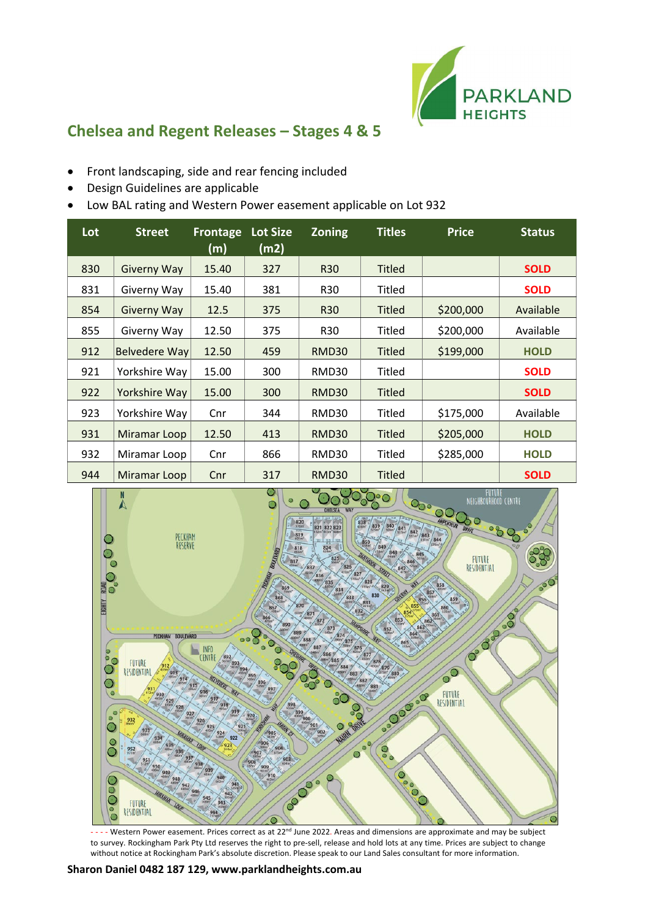## Chelsea and Regent Releases – Stages 4 & 5

- Front landscaping, side and rear fencing included
- Design Guidelines are applicable
- Low BAL rating and Western Power easement applicable on Lot 932

| Lot | Street | Frontage (m) | Lot Size (m2) | Zoning | Titles | Price | Status |
|---|---|---|---|---|---|---|---|
| 830 | Giverny Way | 15.40 | 327 | R30 | Titled | | **SOLD** |
| 831 | Giverny Way | 15.40 | 381 | R30 | Titled | | **SOLD** |
| 854 | Giverny Way | 12.5 | 375 | R30 | Titled | $200,000 | Available |
| 855 | Giverny Way | 12.50 | 375 | R30 | Titled | $200,000 | Available |
| 912 | Belvedere Way | 12.50 | 459 | RMD30 | Titled | $199,000 | **HOLD** |
| 921 | Yorkshire Way | 15.00 | 300 | RMD30 | Titled | | **SOLD** |
| 922 | Yorkshire Way | 15.00 | 300 | RMD30 | Titled | | **SOLD** |
| 923 | Yorkshire Way | Cnr | 344 | RMD30 | Titled | $175,000 | Available |
| 931 | Miramar Loop | 12.50 | 413 | RMD30 | Titled | $205,000 | **HOLD** |
| 932 | Miramar Loop | Cnr | 866 | RMD30 | Titled | $285,000 | **HOLD** |
| 944 | Miramar Loop | Cnr | 317 | RMD30 | Titled | | **SOLD** |

- - - - Western Power easement. Prices correct as at 22nd June 2022. Areas and dimensions are approximate and may be subject to survey. Rockingham Park Pty Ltd reserves the right to pre-sell, release and hold lots at any time. Prices are subject to change without notice at Rockingham Park's absolute discretion. Please speak to our Land Sales consultant for more information.

**Sharon Daniel 0482 187 129, www.parklandheights.com.au**